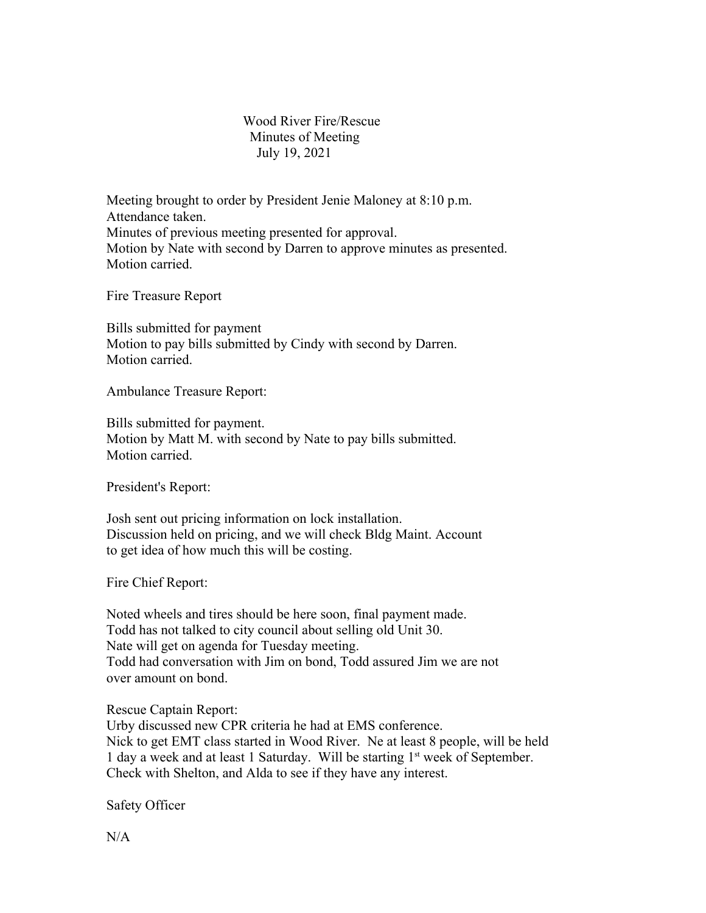# Wood River Fire/Rescue
## Minutes of Meeting
### July 19, 2021

Meeting brought to order by President Jenie Maloney at 8:10 p.m.
Attendance taken.
Minutes of previous meeting presented for approval.
Motion by Nate with second by Darren to approve minutes as presented.
Motion carried.

Fire Treasure Report

Bills submitted for payment
Motion to pay bills submitted by Cindy with second by Darren.
Motion carried.

Ambulance Treasure Report:

Bills submitted for payment.
Motion by Matt M. with second by Nate to pay bills submitted.
Motion carried.

President's Report:

Josh sent out pricing information on lock installation.
Discussion held on pricing, and we will check Bldg Maint. Account to get idea of how much this will be costing.

Fire Chief Report:

Noted wheels and tires should be here soon, final payment made.
Todd has not talked to city council about selling old Unit 30.
Nate will get on agenda for Tuesday meeting.
Todd had conversation with Jim on bond, Todd assured Jim we are not over amount on bond.

Rescue Captain Report:
Urby discussed new CPR criteria he had at EMS conference.
Nick to get EMT class started in Wood River. Ne at least 8 people, will be held 1 day a week and at least 1 Saturday. Will be starting 1st week of September.
Check with Shelton, and Alda to see if they have any interest.

Safety Officer

N/A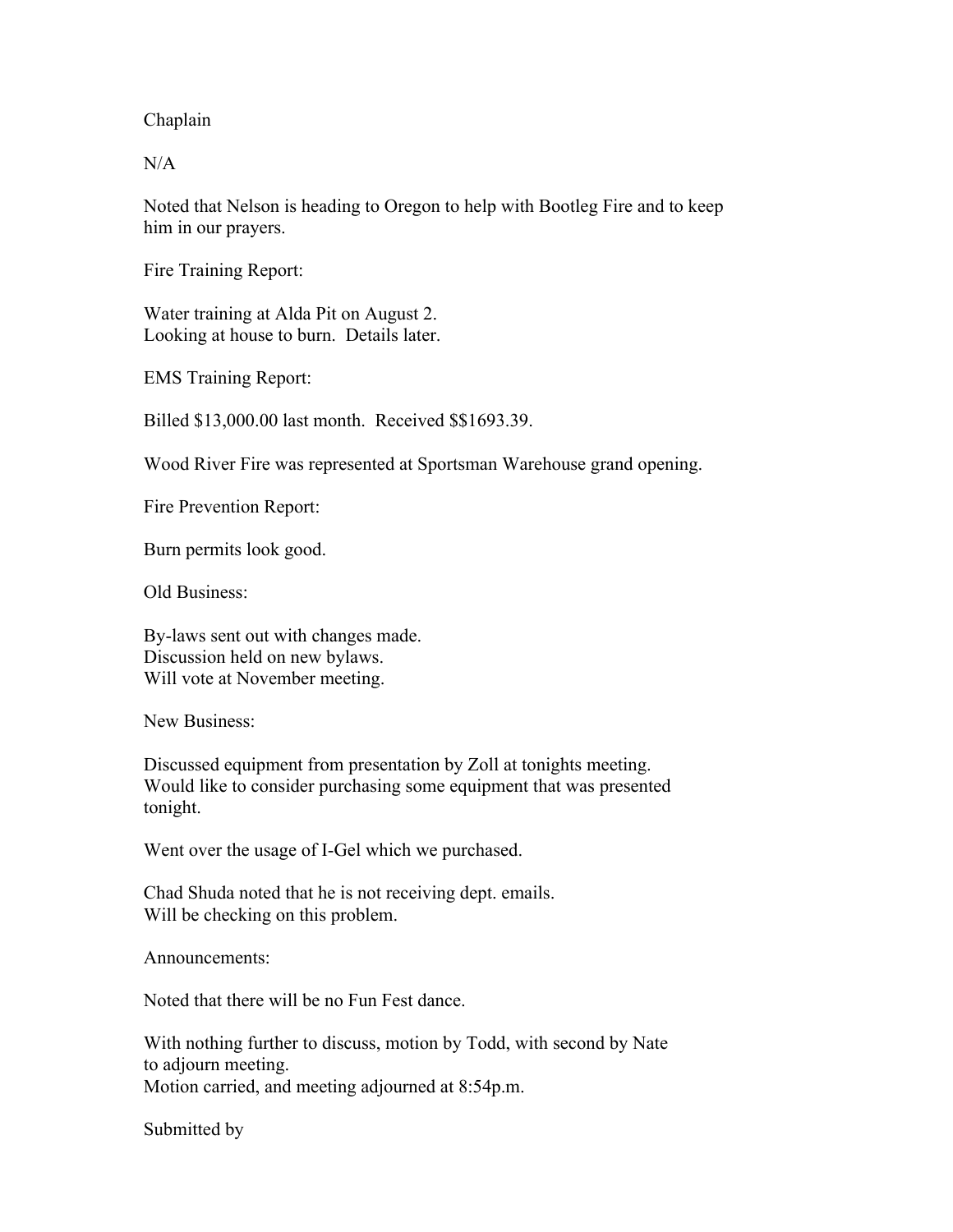Chaplain

N/A

Noted that Nelson is heading to Oregon to help with Bootleg Fire and to keep him in our prayers.

Fire Training Report:

Water training at Alda Pit on August 2.
Looking at house to burn. Details later.

EMS Training Report:

Billed $13,000.00 last month. Received $$1693.39.

Wood River Fire was represented at Sportsman Warehouse grand opening.

Fire Prevention Report:

Burn permits look good.

Old Business:

By-laws sent out with changes made.
Discussion held on new bylaws.
Will vote at November meeting.

New Business:

Discussed equipment from presentation by Zoll at tonights meeting.
Would like to consider purchasing some equipment that was presented tonight.

Went over the usage of I-Gel which we purchased.

Chad Shuda noted that he is not receiving dept. emails.
Will be checking on this problem.

Announcements:

Noted that there will be no Fun Fest dance.

With nothing further to discuss, motion by Todd, with second by Nate to adjourn meeting.
Motion carried, and meeting adjourned at 8:54p.m.

Submitted by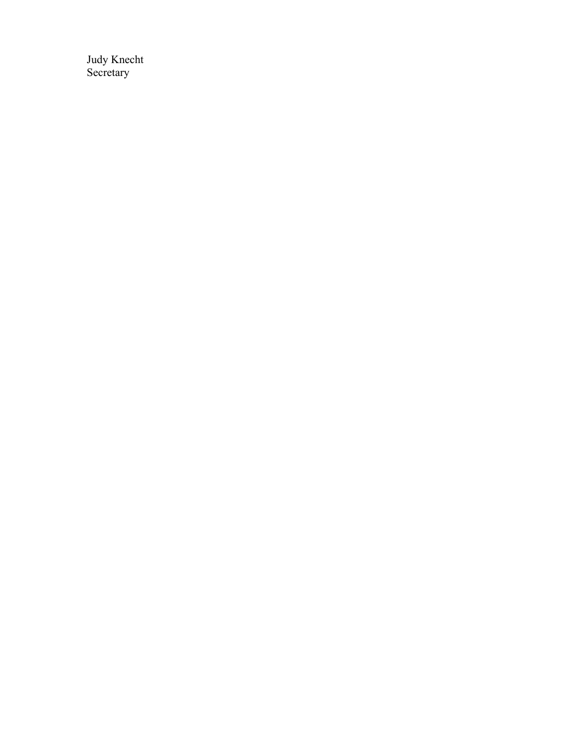Judy Knecht
Secretary